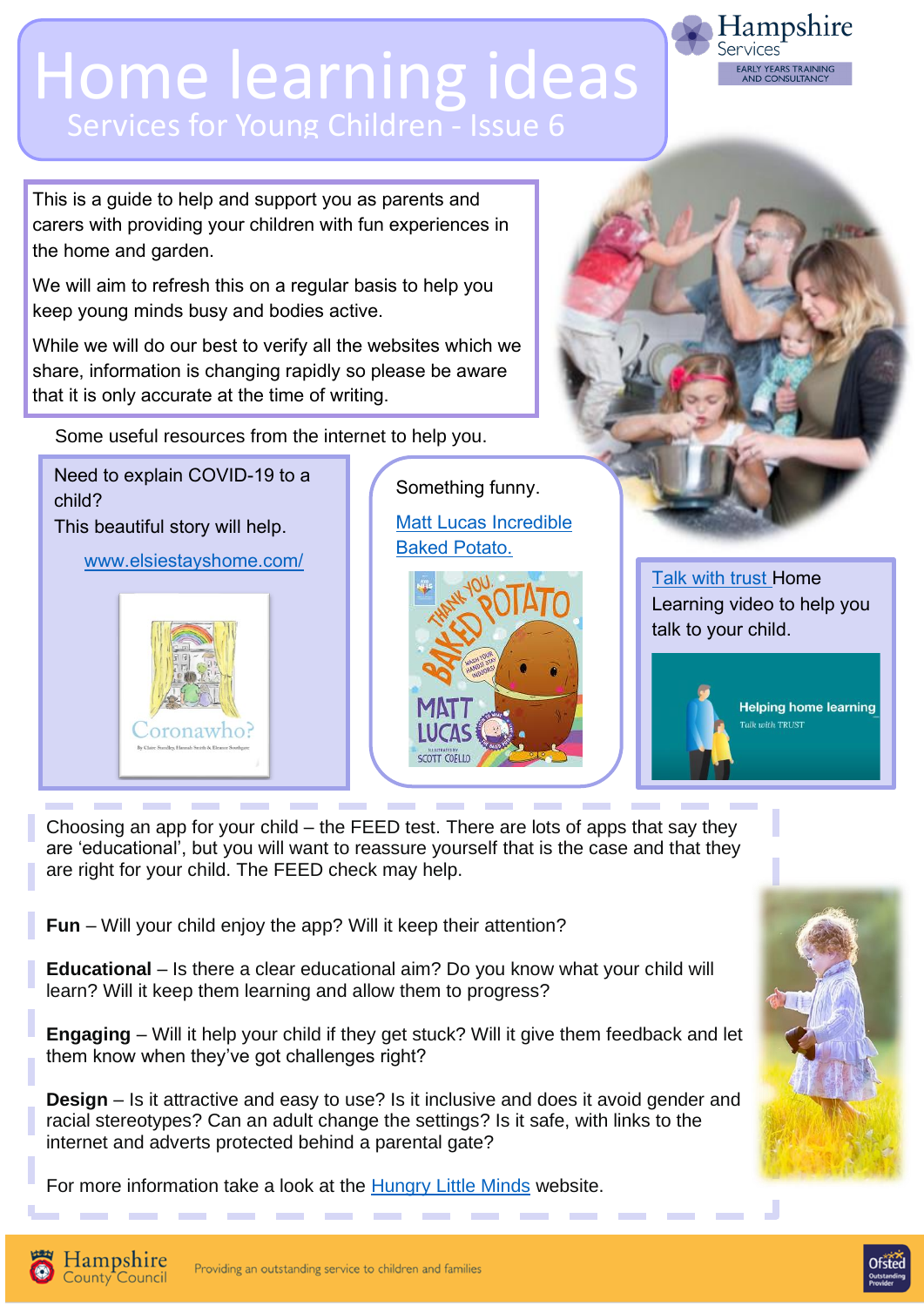# Home learning ideas

## Services for Young Children - Issue 6

This is a guide to help and support you as parents and carers with providing your children with fun experiences in the home and garden.

We will aim to refresh this on a regular basis to help you keep young minds busy and bodies active.

While we will do our best to verify all the websites which we share, information is changing rapidly so please be aware that it is only accurate at the time of writing.

Some useful resources from the internet to help you.

Need to explain COVID-19 to a child?
This beautiful story will help.

www.elsiestayshome.com/

Something funny.

Matt Lucas Incredible Baked Potato.

Talk with trust Home Learning video to help you talk to your child.

Choosing an app for your child – the FEED test. There are lots of apps that say they are 'educational', but you will want to reassure yourself that is the case and that they are right for your child. The FEED check may help.

**Fun** – Will your child enjoy the app? Will it keep their attention?

**Educational** – Is there a clear educational aim? Do you know what your child will learn? Will it keep them learning and allow them to progress?

**Engaging** – Will it help your child if they get stuck? Will it give them feedback and let them know when they've got challenges right?

**Design** – Is it attractive and easy to use? Is it inclusive and does it avoid gender and racial stereotypes? Can an adult change the settings? Is it safe, with links to the internet and adverts protected behind a parental gate?

For more information take a look at the Hungry Little Minds website.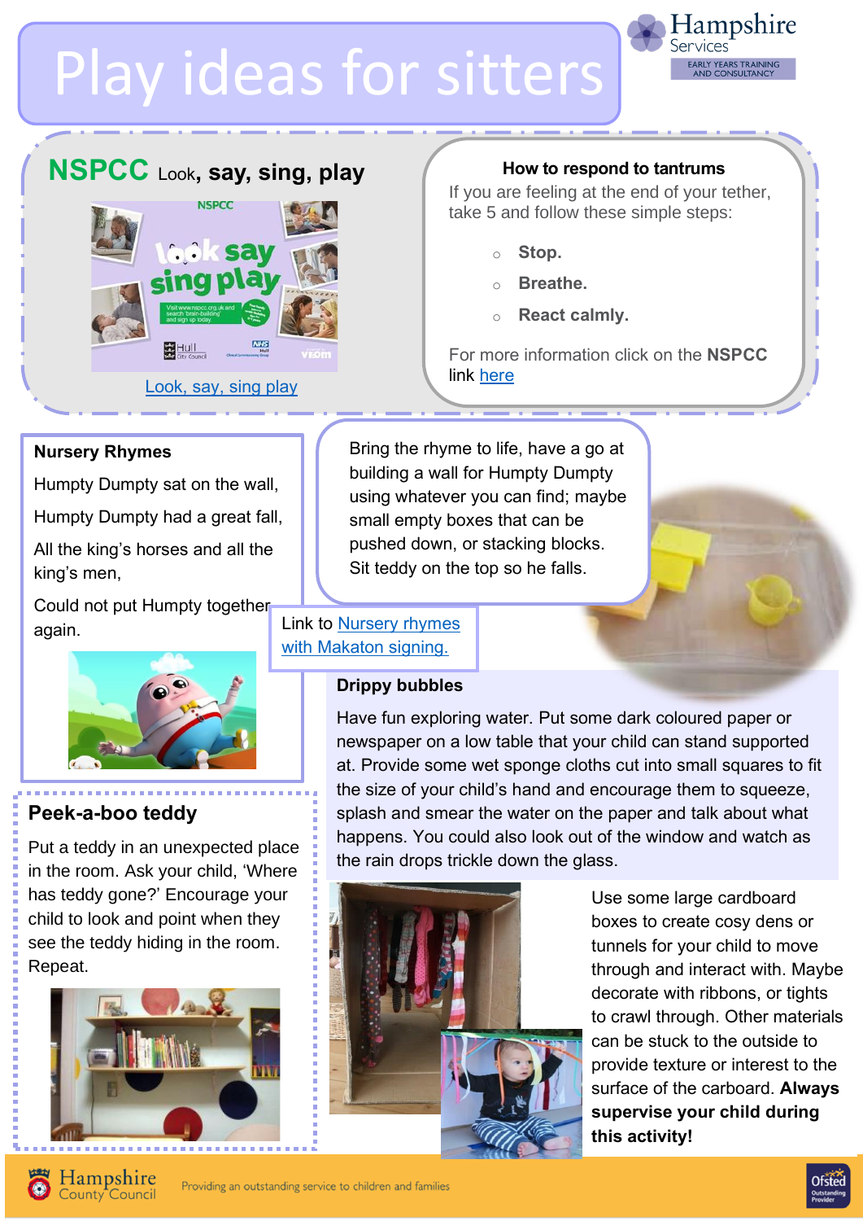# Play ideas for sitters

## NSPCC Look, say, sing, play

Look, say, sing play

**How to respond to tantrums**

If you are feeling at the end of your tether, take 5 and follow these simple steps:

- **Stop.**
- **Breathe.**
- **React calmly.**

For more information click on the **NSPCC** link here

**Nursery Rhymes**

Humpty Dumpty sat on the wall,

Humpty Dumpty had a great fall,

All the king's horses and all the king's men,

Could not put Humpty together again.

Bring the rhyme to life, have a go at building a wall for Humpty Dumpty using whatever you can find; maybe small empty boxes that can be pushed down, or stacking blocks. Sit teddy on the top so he falls.

Link to Nursery rhymes with Makaton signing.

**Drippy bubbles**

Have fun exploring water. Put some dark coloured paper or newspaper on a low table that your child can stand supported at. Provide some wet sponge cloths cut into small squares to fit the size of your child's hand and encourage them to squeeze, splash and smear the water on the paper and talk about what happens. You could also look out of the window and watch as the rain drops trickle down the glass.

**Peek-a-boo teddy**

Put a teddy in an unexpected place in the room. Ask your child, 'Where has teddy gone?' Encourage your child to look and point when they see the teddy hiding in the room. Repeat.

Use some large cardboard boxes to create cosy dens or tunnels for your child to move through and interact with. Maybe decorate with ribbons, or tights to crawl through. Other materials can be stuck to the outside to provide texture or interest to the surface of the carboard. **Always supervise your child during this activity!**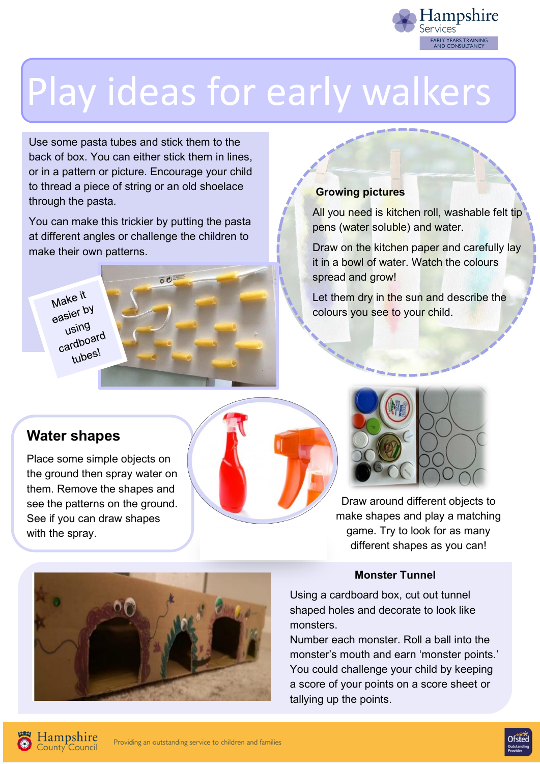# Play ideas for early walkers

Use some pasta tubes and stick them to the back of box. You can either stick them in lines, or in a pattern or picture. Encourage your child to thread a piece of string or an old shoelace through the pasta.

You can make this trickier by putting the pasta at different angles or challenge the children to make their own patterns.

Make it easier by using cardboard tubes!

**Growing pictures**

All you need is kitchen roll, washable felt tip pens (water soluble) and water.

Draw on the kitchen paper and carefully lay it in a bowl of water. Watch the colours spread and grow!

Let them dry in the sun and describe the colours you see to your child.

## Water shapes

Place some simple objects on the ground then spray water on them. Remove the shapes and see the patterns on the ground. See if you can draw shapes with the spray.

Draw around different objects to make shapes and play a matching game. Try to look for as many different shapes as you can!

**Monster Tunnel**

Using a cardboard box, cut out tunnel shaped holes and decorate to look like monsters.

Number each monster. Roll a ball into the monster's mouth and earn 'monster points.' You could challenge your child by keeping a score of your points on a score sheet or tallying up the points.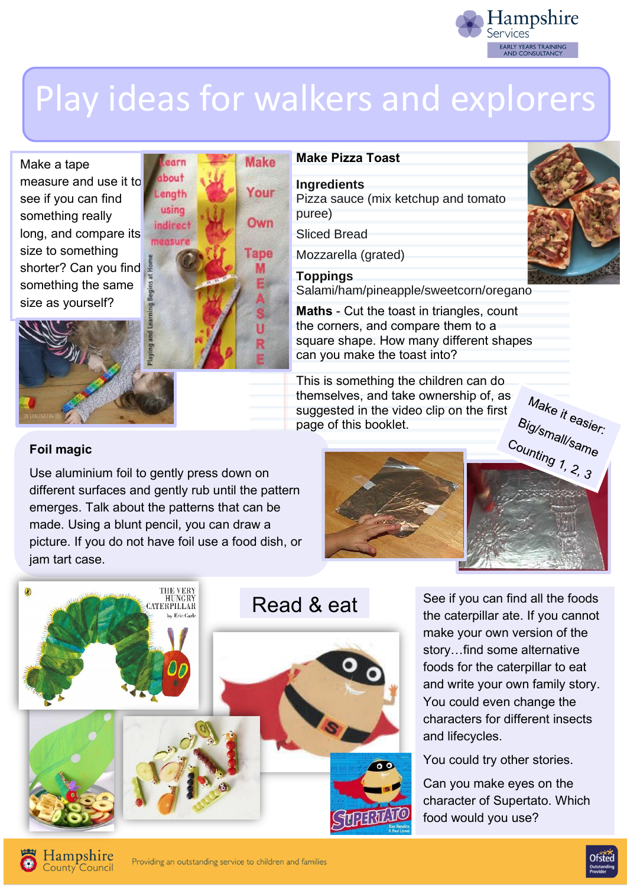# Play ideas for walkers and explorers

Make a tape measure and use it to see if you can find something really long, and compare its size to something shorter? Can you find something the same size as yourself?

## Make Pizza Toast

**Ingredients**

Pizza sauce (mix ketchup and tomato puree)

Sliced Bread

Mozzarella (grated)

**Toppings**

Salami/ham/pineapple/sweetcorn/oregano

**Maths** - Cut the toast in triangles, count the corners, and compare them to a square shape. How many different shapes can you make the toast into?

This is something the children can do themselves, and take ownership of, as suggested in the video clip on the first page of this booklet.

Make it easier:
Big/small/same
Counting 1, 2, 3

## Foil magic

Use aluminium foil to gently press down on different surfaces and gently rub until the pattern emerges. Talk about the patterns that can be made. Using a blunt pencil, you can draw a picture. If you do not have foil use a food dish, or jam tart case.

## Read & eat

See if you can find all the foods the caterpillar ate. If you cannot make your own version of the story…find some alternative foods for the caterpillar to eat and write your own family story. You could even change the characters for different insects and lifecycles.

You could try other stories.

Can you make eyes on the character of Supertato. Which food would you use?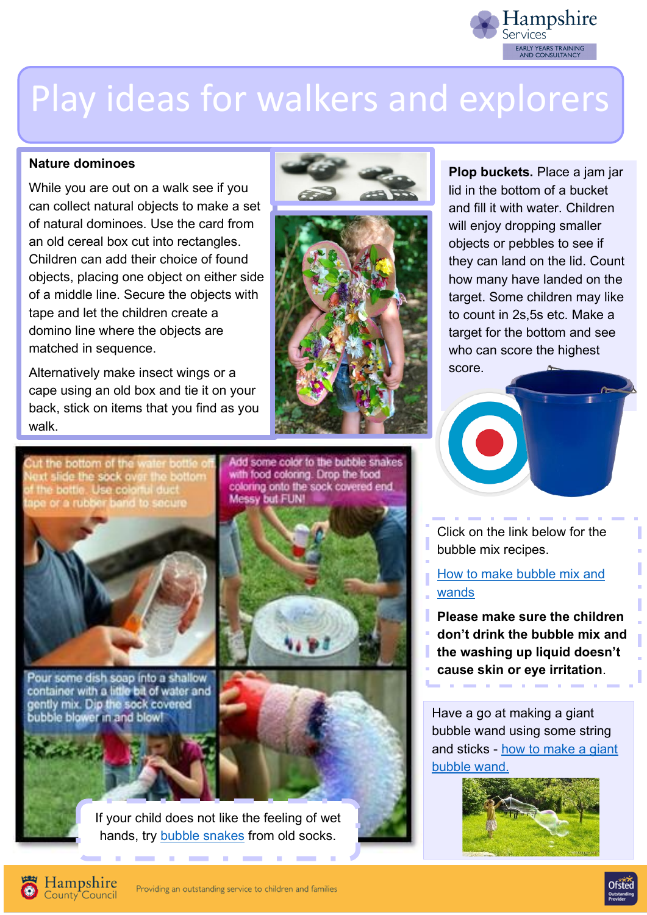# Play ideas for walkers and explorers

### Nature dominoes

While you are out on a walk see if you can collect natural objects to make a set of natural dominoes. Use the card from an old cereal box cut into rectangles. Children can add their choice of found objects, placing one object on either side of a middle line. Secure the objects with tape and let the children create a domino line where the objects are matched in sequence.

Alternatively make insect wings or a cape using an old box and tie it on your back, stick on items that you find as you walk.

**Plop buckets.** Place a jam jar lid in the bottom of a bucket and fill it with water. Children will enjoy dropping smaller objects or pebbles to see if they can land on the lid. Count how many have landed on the target. Some children may like to count in 2s,5s etc. Make a target for the bottom and see who can score the highest score.

Cut the bottom of the water bottle off. Next slide the sock over the bottom of the bottle. Use colorful duct tape or a rubber band to secure.

Add some color to the bubble snakes with food coloring. Drop the food coloring onto the sock covered end. Messy but FUN!

Pour some dish soap into a shallow container with a little bit of water and gently mix. Dip the sock covered bubble blower in and blow!

If your child does not like the feeling of wet hands, try bubble snakes from old socks.

Click on the link below for the bubble mix recipes.

How to make bubble mix and wands

**Please make sure the children don't drink the bubble mix and the washing up liquid doesn't cause skin or eye irritation.**

Have a go at making a giant bubble wand using some string and sticks - how to make a giant bubble wand.